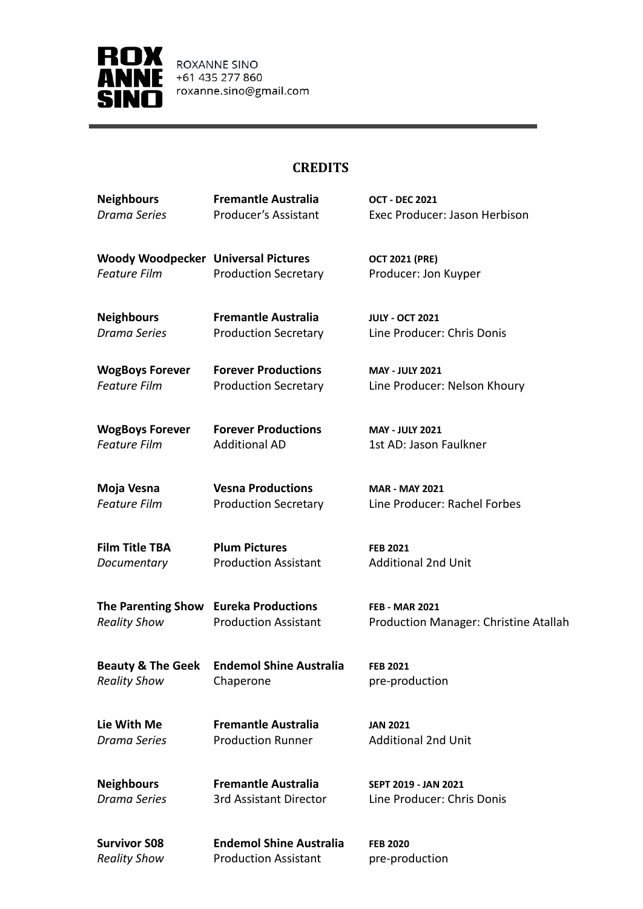**ROX ANNE SINO**

ROXANNE SINO
+61 435 277 860
roxanne.sino@gmail.com

---

## CREDITS

| | | |
|---|---|---|
| **Neighbours**<br>*Drama Series* | **Fremantle Australia**<br>Producer's Assistant | **OCT - DEC 2021**<br>Exec Producer: Jason Herbison |
| **Woody Woodpecker**<br>*Feature Film* | **Universal Pictures**<br>Production Secretary | **OCT 2021 (PRE)**<br>Producer: Jon Kuyper |
| **Neighbours**<br>*Drama Series* | **Fremantle Australia**<br>Production Secretary | **JULY - OCT 2021**<br>Line Producer: Chris Donis |
| **WogBoys Forever**<br>*Feature Film* | **Forever Productions**<br>Production Secretary | **MAY - JULY 2021**<br>Line Producer: Nelson Khoury |
| **WogBoys Forever**<br>*Feature Film* | **Forever Productions**<br>Additional AD | **MAY - JULY 2021**<br>1st AD: Jason Faulkner |
| **Moja Vesna**<br>*Feature Film* | **Vesna Productions**<br>Production Secretary | **MAR - MAY 2021**<br>Line Producer: Rachel Forbes |
| **Film Title TBA**<br>*Documentary* | **Plum Pictures**<br>Production Assistant | **FEB 2021**<br>Additional 2nd Unit |
| **The Parenting Show**<br>*Reality Show* | **Eureka Productions**<br>Production Assistant | **FEB - MAR 2021**<br>Production Manager: Christine Atallah |
| **Beauty & The Geek**<br>*Reality Show* | **Endemol Shine Australia**<br>Chaperone | **FEB 2021**<br>pre-production |
| **Lie With Me**<br>*Drama Series* | **Fremantle Australia**<br>Production Runner | **JAN 2021**<br>Additional 2nd Unit |
| **Neighbours**<br>*Drama Series* | **Fremantle Australia**<br>3rd Assistant Director | **SEPT 2019 - JAN 2021**<br>Line Producer: Chris Donis |
| **Survivor S08**<br>*Reality Show* | **Endemol Shine Australia**<br>Production Assistant | **FEB 2020**<br>pre-production |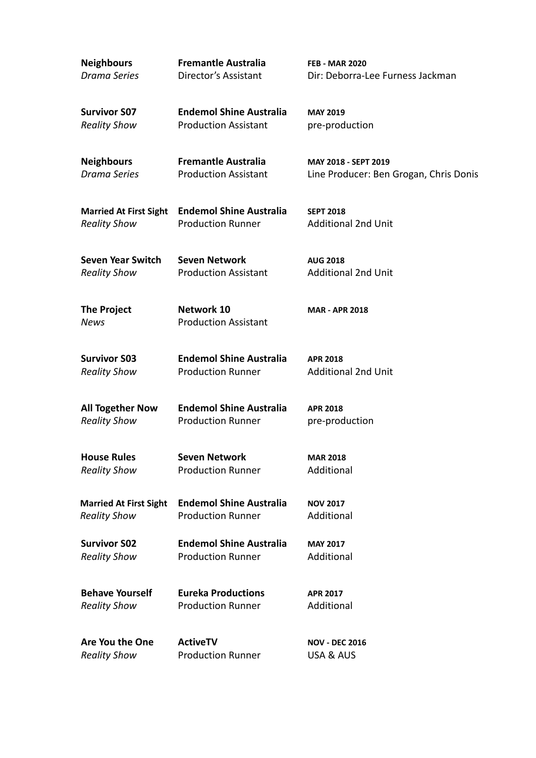**Neighbours** | **Fremantle Australia** | **FEB - MAR 2020**
*Drama Series* | Director's Assistant | Dir: Deborra-Lee Furness Jackman

**Survivor S07** | **Endemol Shine Australia** | **MAY 2019**
*Reality Show* | Production Assistant | pre-production

**Neighbours** | **Fremantle Australia** | **MAY 2018 - SEPT 2019**
*Drama Series* | Production Assistant | Line Producer: Ben Grogan, Chris Donis

**Married At First Sight** | **Endemol Shine Australia** | **SEPT 2018**
*Reality Show* | Production Runner | Additional 2nd Unit

**Seven Year Switch** | **Seven Network** | **AUG 2018**
*Reality Show* | Production Assistant | Additional 2nd Unit

**The Project** | **Network 10** | **MAR - APR 2018**
*News* | Production Assistant

**Survivor S03** | **Endemol Shine Australia** | **APR 2018**
*Reality Show* | Production Runner | Additional 2nd Unit

**All Together Now** | **Endemol Shine Australia** | **APR 2018**
*Reality Show* | Production Runner | pre-production

**House Rules** | **Seven Network** | **MAR 2018**
*Reality Show* | Production Runner | Additional

**Married At First Sight** | **Endemol Shine Australia** | **NOV 2017**
*Reality Show* | Production Runner | Additional

**Survivor S02** | **Endemol Shine Australia** | **MAY 2017**
*Reality Show* | Production Runner | Additional

**Behave Yourself** | **Eureka Productions** | **APR 2017**
*Reality Show* | Production Runner | Additional

**Are You the One** | **ActiveTV** | **NOV - DEC 2016**
*Reality Show* | Production Runner | USA & AUS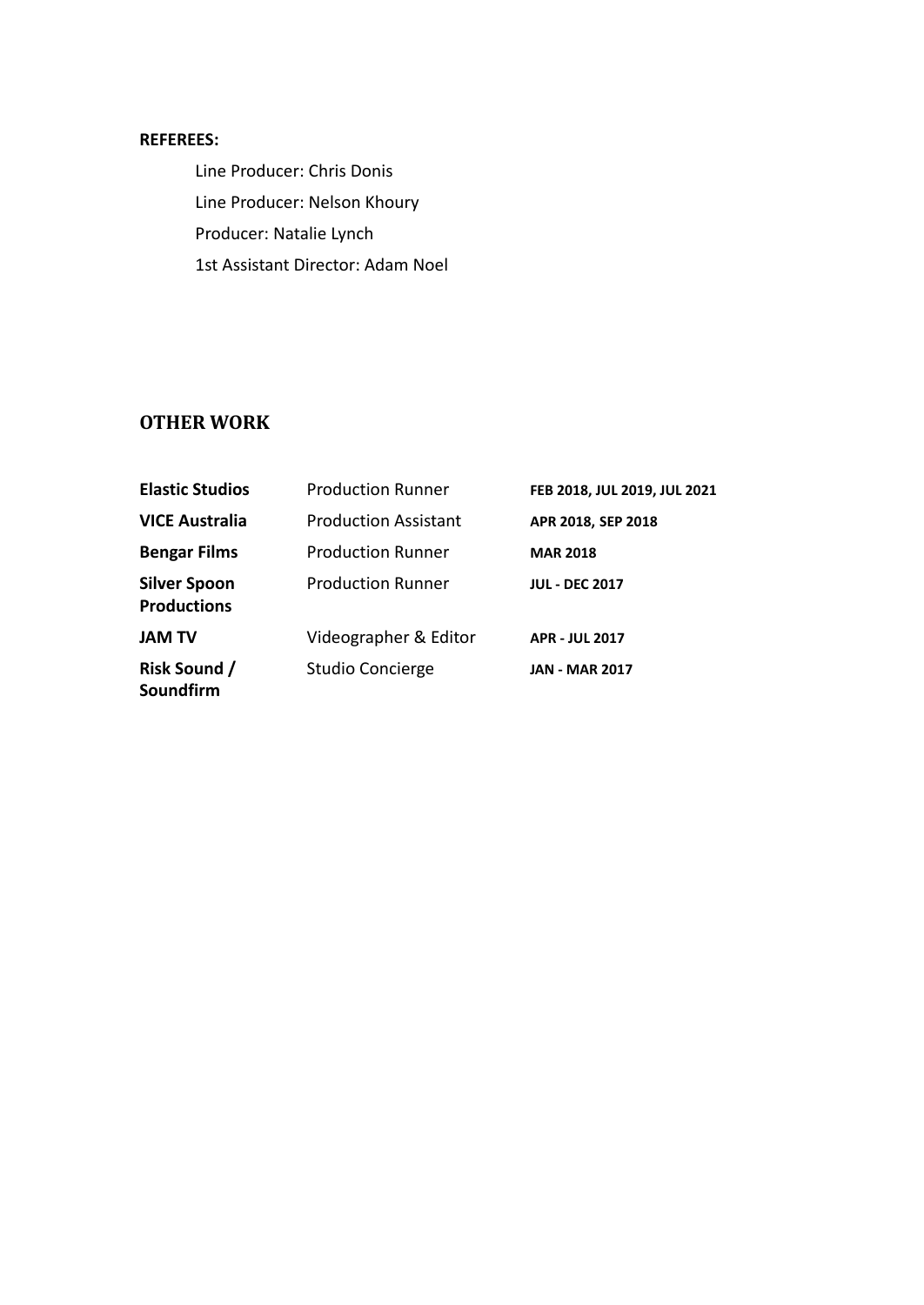**REFEREES:**

Line Producer: Chris Donis

Line Producer: Nelson Khoury

Producer: Natalie Lynch

1st Assistant Director: Adam Noel

## OTHER WORK

| | | |
|---|---|---|
| **Elastic Studios** | Production Runner | **FEB 2018, JUL 2019, JUL 2021** |
| **VICE Australia** | Production Assistant | **APR 2018, SEP 2018** |
| **Bengar Films** | Production Runner | **MAR 2018** |
| **Silver Spoon Productions** | Production Runner | **JUL - DEC 2017** |
| **JAM TV** | Videographer & Editor | **APR - JUL 2017** |
| **Risk Sound / Soundfirm** | Studio Concierge | **JAN - MAR 2017** |